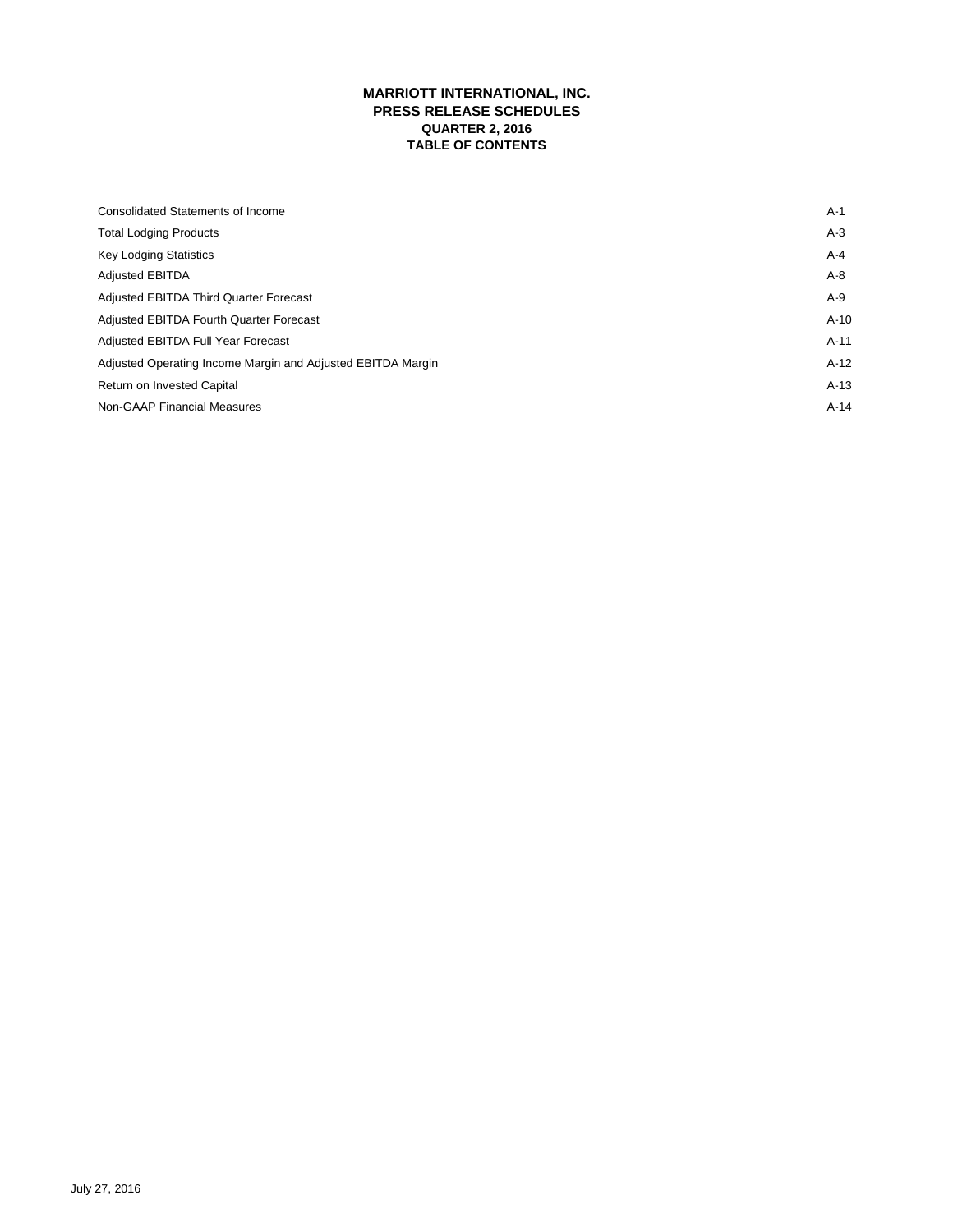# MARRIOTT INTERNATIONAL, INC.
## PRESS RELEASE SCHEDULES
### QUARTER 2, 2016
### TABLE OF CONTENTS

| | |
|---|---|
| Consolidated Statements of Income | A-1 |
| Total Lodging Products | A-3 |
| Key Lodging Statistics | A-4 |
| Adjusted EBITDA | A-8 |
| Adjusted EBITDA Third Quarter Forecast | A-9 |
| Adjusted EBITDA Fourth Quarter Forecast | A-10 |
| Adjusted EBITDA Full Year Forecast | A-11 |
| Adjusted Operating Income Margin and Adjusted EBITDA Margin | A-12 |
| Return on Invested Capital | A-13 |
| Non-GAAP Financial Measures | A-14 |

July 27, 2016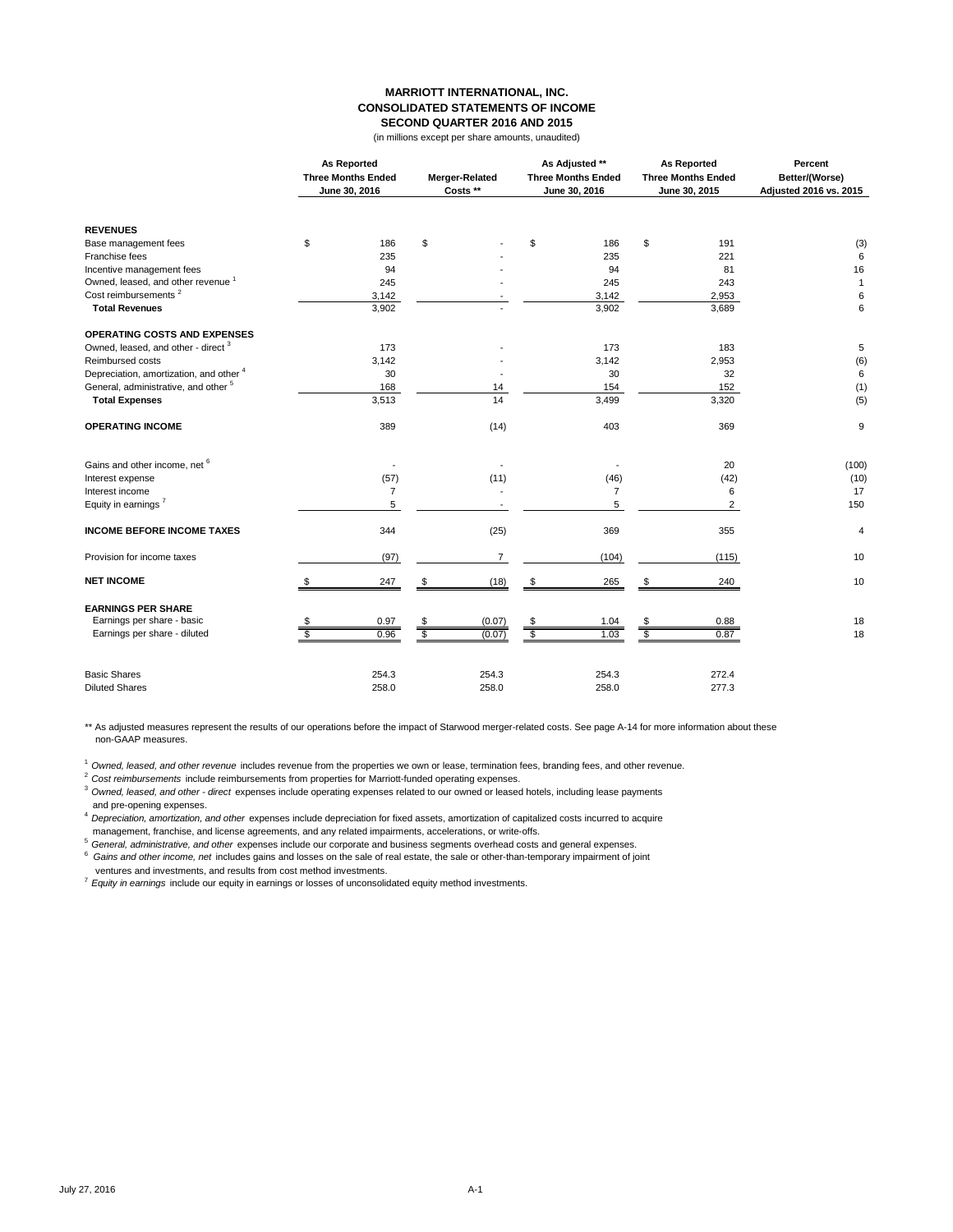# MARRIOTT INTERNATIONAL, INC.
## CONSOLIDATED STATEMENTS OF INCOME
### SECOND QUARTER 2016 AND 2015

(in millions except per share amounts, unaudited)

| | As Reported Three Months Ended June 30, 2016 | Merger-Related Costs ** | As Adjusted ** Three Months Ended June 30, 2016 | As Reported Three Months Ended June 30, 2015 | Percent Better/(Worse) Adjusted 2016 vs. 2015 |
|---|---|---|---|---|---|
| **REVENUES** | | | | | |
| Base management fees | $ 186 | $ - | $ 186 | $ 191 | (3) |
| Franchise fees | 235 | - | 235 | 221 | 6 |
| Incentive management fees | 94 | - | 94 | 81 | 16 |
| Owned, leased, and other revenue [1] | 245 | - | 245 | 243 | 1 |
| Cost reimbursements [2] | 3,142 | - | 3,142 | 2,953 | 6 |
| **Total Revenues** | 3,902 | - | 3,902 | 3,689 | 6 |
| **OPERATING COSTS AND EXPENSES** | | | | | |
| Owned, leased, and other - direct [3] | 173 | - | 173 | 183 | 5 |
| Reimbursed costs | 3,142 | - | 3,142 | 2,953 | (6) |
| Depreciation, amortization, and other [4] | 30 | - | 30 | 32 | 6 |
| General, administrative, and other [5] | 168 | 14 | 154 | 152 | (1) |
| **Total Expenses** | 3,513 | 14 | 3,499 | 3,320 | (5) |
| **OPERATING INCOME** | 389 | (14) | 403 | 369 | 9 |
| Gains and other income, net [6] | - | - | - | 20 | (100) |
| Interest expense | (57) | (11) | (46) | (42) | (10) |
| Interest income | 7 | - | 7 | 6 | 17 |
| Equity in earnings [7] | 5 | - | 5 | 2 | 150 |
| **INCOME BEFORE INCOME TAXES** | 344 | (25) | 369 | 355 | 4 |
| Provision for income taxes | (97) | 7 | (104) | (115) | 10 |
| **NET INCOME** | $ 247 | $ (18) | $ 265 | $ 240 | 10 |
| **EARNINGS PER SHARE** | | | | | |
| Earnings per share - basic | $ 0.97 | $ (0.07) | $ 1.04 | $ 0.88 | 18 |
| Earnings per share - diluted | $ 0.96 | $ (0.07) | $ 1.03 | $ 0.87 | 18 |
| Basic Shares | 254.3 | 254.3 | 254.3 | 272.4 | |
| Diluted Shares | 258.0 | 258.0 | 258.0 | 277.3 | |

** As adjusted measures represent the results of our operations before the impact of Starwood merger-related costs. See page A-14 for more information about these non-GAAP measures.

[1] *Owned, leased, and other revenue* includes revenue from the properties we own or lease, termination fees, branding fees, and other revenue.

[2] *Cost reimbursements* include reimbursements from properties for Marriott-funded operating expenses.

[3] *Owned, leased, and other - direct* expenses include operating expenses related to our owned or leased hotels, including lease payments and pre-opening expenses.

[4] *Depreciation, amortization, and other* expenses include depreciation for fixed assets, amortization of capitalized costs incurred to acquire management, franchise, and license agreements, and any related impairments, accelerations, or write-offs.

[5] *General, administrative, and other* expenses include our corporate and business segments overhead costs and general expenses.

[6] *Gains and other income, net* includes gains and losses on the sale of real estate, the sale or other-than-temporary impairment of joint ventures and investments, and results from cost method investments.

[7] *Equity in earnings* include our equity in earnings or losses of unconsolidated equity method investments.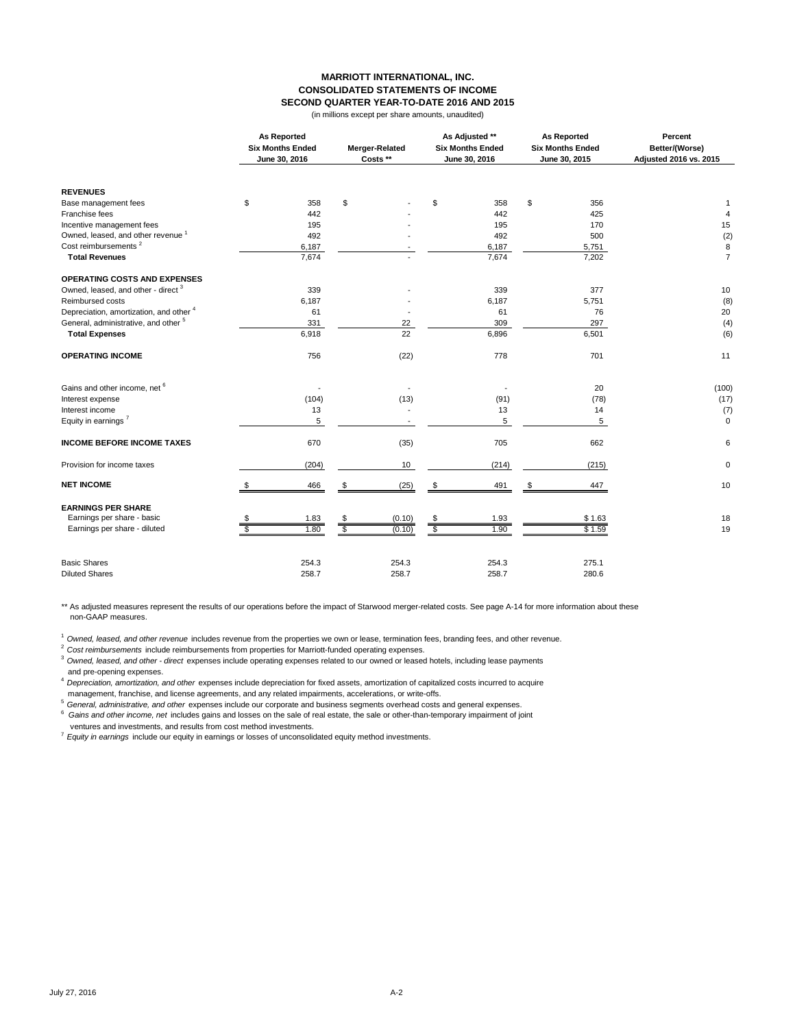# MARRIOTT INTERNATIONAL, INC.
## CONSOLIDATED STATEMENTS OF INCOME
## SECOND QUARTER YEAR-TO-DATE 2016 AND 2015

(in millions except per share amounts, unaudited)

| | As Reported Six Months Ended June 30, 2016 | Merger-Related Costs ** | As Adjusted ** Six Months Ended June 30, 2016 | As Reported Six Months Ended June 30, 2015 | Percent Better/(Worse) Adjusted 2016 vs. 2015 |
|---|---|---|---|---|---|
| **REVENUES** | | | | | |
| Base management fees | $ 358 | $ - | $ 358 | $ 356 | 1 |
| Franchise fees | 442 | - | 442 | 425 | 4 |
| Incentive management fees | 195 | - | 195 | 170 | 15 |
| Owned, leased, and other revenue [1] | 492 | - | 492 | 500 | (2) |
| Cost reimbursements [2] | 6,187 | - | 6,187 | 5,751 | 8 |
| **Total Revenues** | 7,674 | - | 7,674 | 7,202 | 7 |
| **OPERATING COSTS AND EXPENSES** | | | | | |
| Owned, leased, and other - direct [3] | 339 | - | 339 | 377 | 10 |
| Reimbursed costs | 6,187 | - | 6,187 | 5,751 | (8) |
| Depreciation, amortization, and other [4] | 61 | - | 61 | 76 | 20 |
| General, administrative, and other [5] | 331 | 22 | 309 | 297 | (4) |
| **Total Expenses** | 6,918 | 22 | 6,896 | 6,501 | (6) |
| **OPERATING INCOME** | 756 | (22) | 778 | 701 | 11 |
| Gains and other income, net [6] | - | - | - | 20 | (100) |
| Interest expense | (104) | (13) | (91) | (78) | (17) |
| Interest income | 13 | - | 13 | 14 | (7) |
| Equity in earnings [7] | 5 | - | 5 | 5 | 0 |
| **INCOME BEFORE INCOME TAXES** | 670 | (35) | 705 | 662 | 6 |
| Provision for income taxes | (204) | 10 | (214) | (215) | 0 |
| **NET INCOME** | $ 466 | $ (25) | $ 491 | $ 447 | 10 |
| **EARNINGS PER SHARE** | | | | | |
| Earnings per share - basic | $ 1.83 | $ (0.10) | $ 1.93 | $ 1.63 | 18 |
| Earnings per share - diluted | $ 1.80 | $ (0.10) | $ 1.90 | $ 1.59 | 19 |
| Basic Shares | 254.3 | 254.3 | 254.3 | 275.1 | |
| Diluted Shares | 258.7 | 258.7 | 258.7 | 280.6 | |

** As adjusted measures represent the results of our operations before the impact of Starwood merger-related costs. See page A-14 for more information about these non-GAAP measures.

[1] *Owned, leased, and other revenue* includes revenue from the properties we own or lease, termination fees, branding fees, and other revenue.
[2] *Cost reimbursements* include reimbursements from properties for Marriott-funded operating expenses.
[3] *Owned, leased, and other - direct* expenses include operating expenses related to our owned or leased hotels, including lease payments and pre-opening expenses.
[4] *Depreciation, amortization, and other* expenses include depreciation for fixed assets, amortization of capitalized costs incurred to acquire management, franchise, and license agreements, and any related impairments, accelerations, or write-offs.
[5] *General, administrative, and other* expenses include our corporate and business segments overhead costs and general expenses.
[6] *Gains and other income, net* includes gains and losses on the sale of real estate, the sale or other-than-temporary impairment of joint ventures and investments, and results from cost method investments.
[7] *Equity in earnings* include our equity in earnings or losses of unconsolidated equity method investments.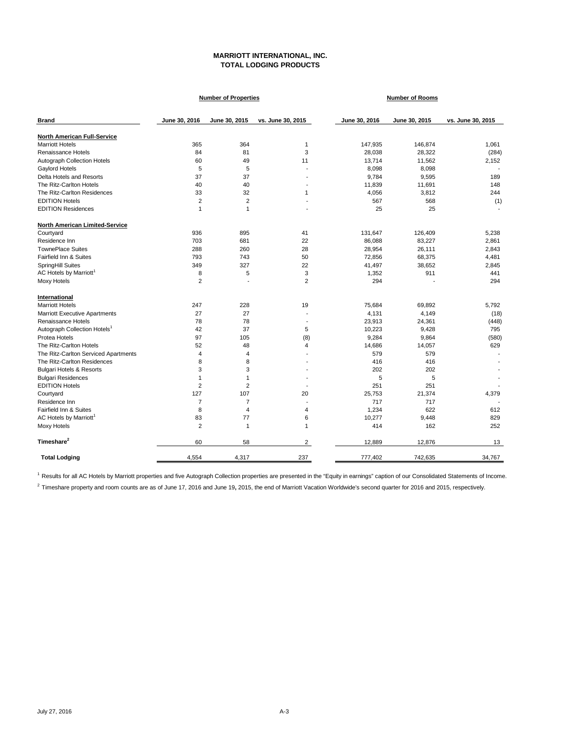# MARRIOTT INTERNATIONAL, INC.
## TOTAL LODGING PRODUCTS

| Brand | Number of Properties | | | Number of Rooms | | |
|---|---|---|---|---|---|---|
| | June 30, 2016 | June 30, 2015 | vs. June 30, 2015 | June 30, 2016 | June 30, 2015 | vs. June 30, 2015 |
| **North American Full-Service** | | | | | | |
| Marriott Hotels | 365 | 364 | 1 | 147,935 | 146,874 | 1,061 |
| Renaissance Hotels | 84 | 81 | 3 | 28,038 | 28,322 | (284) |
| Autograph Collection Hotels | 60 | 49 | 11 | 13,714 | 11,562 | 2,152 |
| Gaylord Hotels | 5 | 5 | - | 8,098 | 8,098 | - |
| Delta Hotels and Resorts | 37 | 37 | - | 9,784 | 9,595 | 189 |
| The Ritz-Carlton Hotels | 40 | 40 | - | 11,839 | 11,691 | 148 |
| The Ritz-Carlton Residences | 33 | 32 | 1 | 4,056 | 3,812 | 244 |
| EDITION Hotels | 2 | 2 | - | 567 | 568 | (1) |
| EDITION Residences | 1 | 1 | - | 25 | 25 | - |
| **North American Limited-Service** | | | | | | |
| Courtyard | 936 | 895 | 41 | 131,647 | 126,409 | 5,238 |
| Residence Inn | 703 | 681 | 22 | 86,088 | 83,227 | 2,861 |
| TownePlace Suites | 288 | 260 | 28 | 28,954 | 26,111 | 2,843 |
| Fairfield Inn & Suites | 793 | 743 | 50 | 72,856 | 68,375 | 4,481 |
| SpringHill Suites | 349 | 327 | 22 | 41,497 | 38,652 | 2,845 |
| AC Hotels by Marriott[1] | 8 | 5 | 3 | 1,352 | 911 | 441 |
| Moxy Hotels | 2 | - | 2 | 294 | - | 294 |
| **International** | | | | | | |
| Marriott Hotels | 247 | 228 | 19 | 75,684 | 69,892 | 5,792 |
| Marriott Executive Apartments | 27 | 27 | - | 4,131 | 4,149 | (18) |
| Renaissance Hotels | 78 | 78 | - | 23,913 | 24,361 | (448) |
| Autograph Collection Hotels[1] | 42 | 37 | 5 | 10,223 | 9,428 | 795 |
| Protea Hotels | 97 | 105 | (8) | 9,284 | 9,864 | (580) |
| The Ritz-Carlton Hotels | 52 | 48 | 4 | 14,686 | 14,057 | 629 |
| The Ritz-Carlton Serviced Apartments | 4 | 4 | - | 579 | 579 | - |
| The Ritz-Carlton Residences | 8 | 8 | - | 416 | 416 | - |
| Bulgari Hotels & Resorts | 3 | 3 | - | 202 | 202 | - |
| Bulgari Residences | 1 | 1 | - | 5 | 5 | - |
| EDITION Hotels | 2 | 2 | - | 251 | 251 | - |
| Courtyard | 127 | 107 | 20 | 25,753 | 21,374 | 4,379 |
| Residence Inn | 7 | 7 | - | 717 | 717 | - |
| Fairfield Inn & Suites | 8 | 4 | 4 | 1,234 | 622 | 612 |
| AC Hotels by Marriott[1] | 83 | 77 | 6 | 10,277 | 9,448 | 829 |
| Moxy Hotels | 2 | 1 | 1 | 414 | 162 | 252 |
| **Timeshare[2]** | 60 | 58 | 2 | 12,889 | 12,876 | 13 |
| **Total Lodging** | 4,554 | 4,317 | 237 | 777,402 | 742,635 | 34,767 |

[1] Results for all AC Hotels by Marriott properties and five Autograph Collection properties are presented in the "Equity in earnings" caption of our Consolidated Statements of Income.

[2] Timeshare property and room counts are as of June 17, 2016 and June 19, 2015, the end of Marriott Vacation Worldwide's second quarter for 2016 and 2015, respectively.

July 27, 2016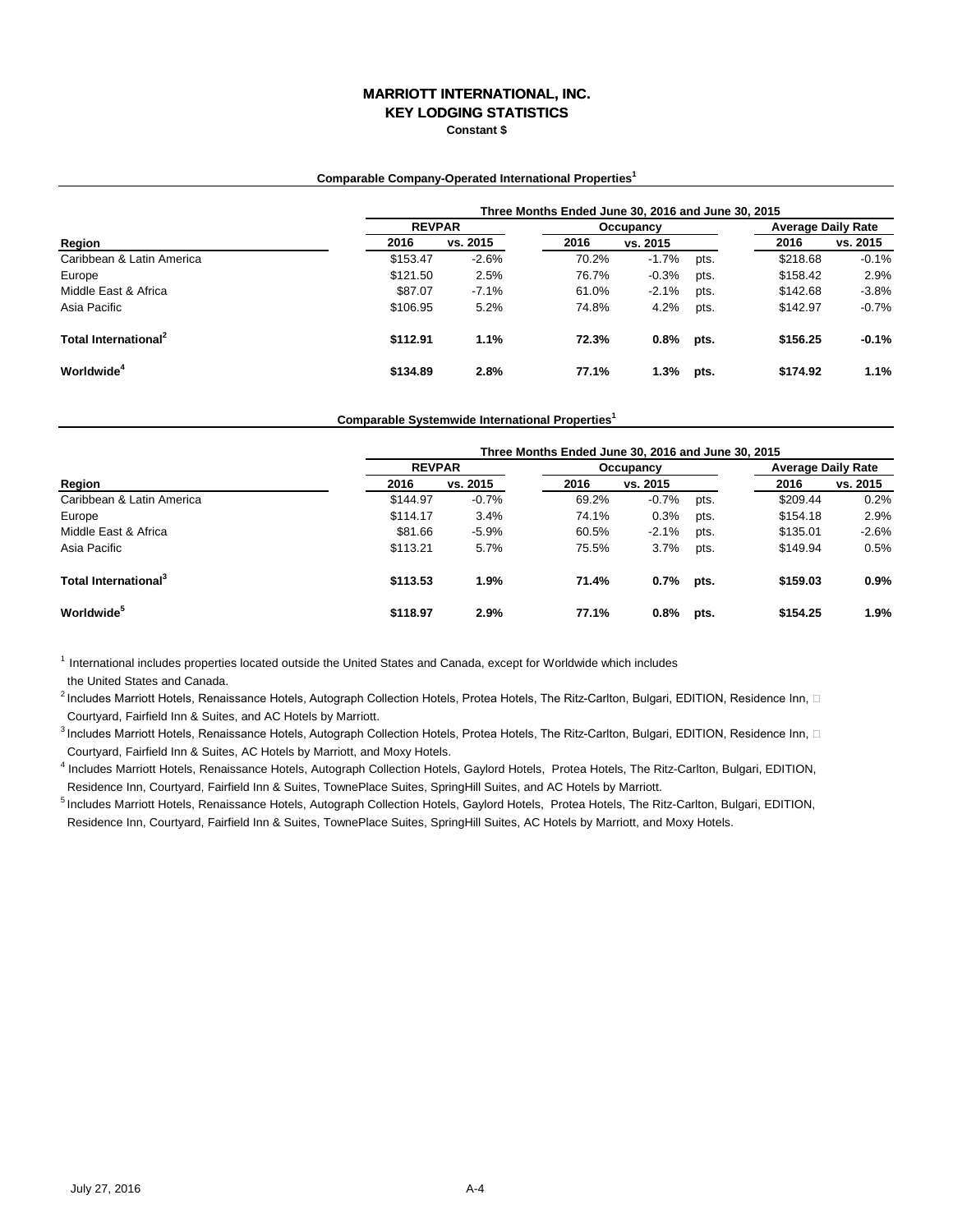# MARRIOTT INTERNATIONAL, INC.
## KEY LODGING STATISTICS
**Constant $**

### Comparable Company-Operated International Properties[1]

| | Three Months Ended June 30, 2016 and June 30, 2015 | | | | | | |
|---|---|---|---|---|---|---|---|
| | REVPAR | | Occupancy | | | Average Daily Rate | |
| **Region** | **2016** | **vs. 2015** | **2016** | **vs. 2015** | | **2016** | **vs. 2015** |
| Caribbean & Latin America | $153.47 | -2.6% | 70.2% | -1.7% | pts. | $218.68 | -0.1% |
| Europe | $121.50 | 2.5% | 76.7% | -0.3% | pts. | $158.42 | 2.9% |
| Middle East & Africa | $87.07 | -7.1% | 61.0% | -2.1% | pts. | $142.68 | -3.8% |
| Asia Pacific | $106.95 | 5.2% | 74.8% | 4.2% | pts. | $142.97 | -0.7% |
| **Total International[2]** | **$112.91** | **1.1%** | **72.3%** | **0.8%** | **pts.** | **$156.25** | **-0.1%** |
| **Worldwide[4]** | **$134.89** | **2.8%** | **77.1%** | **1.3%** | **pts.** | **$174.92** | **1.1%** |

### Comparable Systemwide International Properties[1]

| | Three Months Ended June 30, 2016 and June 30, 2015 | | | | | | |
|---|---|---|---|---|---|---|---|
| | REVPAR | | Occupancy | | | Average Daily Rate | |
| **Region** | **2016** | **vs. 2015** | **2016** | **vs. 2015** | | **2016** | **vs. 2015** |
| Caribbean & Latin America | $144.97 | -0.7% | 69.2% | -0.7% | pts. | $209.44 | 0.2% |
| Europe | $114.17 | 3.4% | 74.1% | 0.3% | pts. | $154.18 | 2.9% |
| Middle East & Africa | $81.66 | -5.9% | 60.5% | -2.1% | pts. | $135.01 | -2.6% |
| Asia Pacific | $113.21 | 5.7% | 75.5% | 3.7% | pts. | $149.94 | 0.5% |
| **Total International[3]** | **$113.53** | **1.9%** | **71.4%** | **0.7%** | **pts.** | **$159.03** | **0.9%** |
| **Worldwide[5]** | **$118.97** | **2.9%** | **77.1%** | **0.8%** | **pts.** | **$154.25** | **1.9%** |

[1] International includes properties located outside the United States and Canada, except for Worldwide which includes the United States and Canada.

[2] Includes Marriott Hotels, Renaissance Hotels, Autograph Collection Hotels, Protea Hotels, The Ritz-Carlton, Bulgari, EDITION, Residence Inn, Courtyard, Fairfield Inn & Suites, and AC Hotels by Marriott.

[3] Includes Marriott Hotels, Renaissance Hotels, Autograph Collection Hotels, Protea Hotels, The Ritz-Carlton, Bulgari, EDITION, Residence Inn, Courtyard, Fairfield Inn & Suites, AC Hotels by Marriott, and Moxy Hotels.

[4] Includes Marriott Hotels, Renaissance Hotels, Autograph Collection Hotels, Gaylord Hotels, Protea Hotels, The Ritz-Carlton, Bulgari, EDITION, Residence Inn, Courtyard, Fairfield Inn & Suites, TownePlace Suites, SpringHill Suites, and AC Hotels by Marriott.

[5] Includes Marriott Hotels, Renaissance Hotels, Autograph Collection Hotels, Gaylord Hotels, Protea Hotels, The Ritz-Carlton, Bulgari, EDITION, Residence Inn, Courtyard, Fairfield Inn & Suites, TownePlace Suites, SpringHill Suites, AC Hotels by Marriott, and Moxy Hotels.

July 27, 2016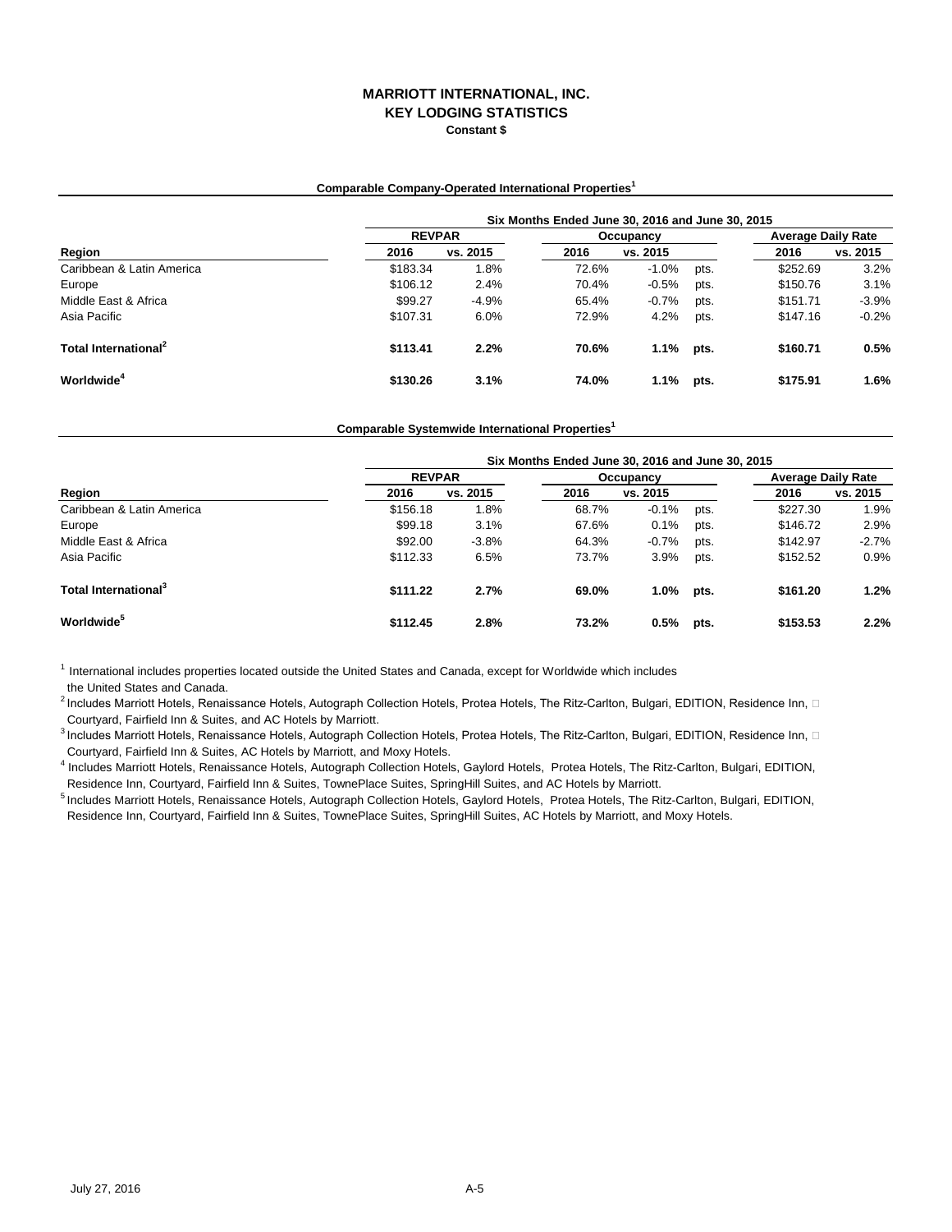# MARRIOTT INTERNATIONAL, INC.
## KEY LODGING STATISTICS
### Constant $

**Comparable Company-Operated International Properties[1]**

| | Six Months Ended June 30, 2016 and June 30, 2015 | | | | | | |
|---|---|---|---|---|---|---|---|
| | REVPAR | | Occupancy | | | Average Daily Rate | |
| Region | 2016 | vs. 2015 | 2016 | vs. 2015 | | 2016 | vs. 2015 |
| Caribbean & Latin America | $183.34 | 1.8% | 72.6% | -1.0% | pts. | $252.69 | 3.2% |
| Europe | $106.12 | 2.4% | 70.4% | -0.5% | pts. | $150.76 | 3.1% |
| Middle East & Africa | $99.27 | -4.9% | 65.4% | -0.7% | pts. | $151.71 | -3.9% |
| Asia Pacific | $107.31 | 6.0% | 72.9% | 4.2% | pts. | $147.16 | -0.2% |
| **Total International[2]** | **$113.41** | **2.2%** | **70.6%** | **1.1%** | **pts.** | **$160.71** | **0.5%** |
| **Worldwide[4]** | **$130.26** | **3.1%** | **74.0%** | **1.1%** | **pts.** | **$175.91** | **1.6%** |

**Comparable Systemwide International Properties[1]**

| | Six Months Ended June 30, 2016 and June 30, 2015 | | | | | | |
|---|---|---|---|---|---|---|---|
| | REVPAR | | Occupancy | | | Average Daily Rate | |
| Region | 2016 | vs. 2015 | 2016 | vs. 2015 | | 2016 | vs. 2015 |
| Caribbean & Latin America | $156.18 | 1.8% | 68.7% | -0.1% | pts. | $227.30 | 1.9% |
| Europe | $99.18 | 3.1% | 67.6% | 0.1% | pts. | $146.72 | 2.9% |
| Middle East & Africa | $92.00 | -3.8% | 64.3% | -0.7% | pts. | $142.97 | -2.7% |
| Asia Pacific | $112.33 | 6.5% | 73.7% | 3.9% | pts. | $152.52 | 0.9% |
| **Total International[3]** | **$111.22** | **2.7%** | **69.0%** | **1.0%** | **pts.** | **$161.20** | **1.2%** |
| **Worldwide[5]** | **$112.45** | **2.8%** | **73.2%** | **0.5%** | **pts.** | **$153.53** | **2.2%** |

[1] International includes properties located outside the United States and Canada, except for Worldwide which includes the United States and Canada.

[2] Includes Marriott Hotels, Renaissance Hotels, Autograph Collection Hotels, Protea Hotels, The Ritz-Carlton, Bulgari, EDITION, Residence Inn, Courtyard, Fairfield Inn & Suites, and AC Hotels by Marriott.

[3] Includes Marriott Hotels, Renaissance Hotels, Autograph Collection Hotels, Protea Hotels, The Ritz-Carlton, Bulgari, EDITION, Residence Inn, Courtyard, Fairfield Inn & Suites, AC Hotels by Marriott, and Moxy Hotels.

[4] Includes Marriott Hotels, Renaissance Hotels, Autograph Collection Hotels, Gaylord Hotels, Protea Hotels, The Ritz-Carlton, Bulgari, EDITION, Residence Inn, Courtyard, Fairfield Inn & Suites, TownePlace Suites, SpringHill Suites, and AC Hotels by Marriott.

[5] Includes Marriott Hotels, Renaissance Hotels, Autograph Collection Hotels, Gaylord Hotels, Protea Hotels, The Ritz-Carlton, Bulgari, EDITION, Residence Inn, Courtyard, Fairfield Inn & Suites, TownePlace Suites, SpringHill Suites, AC Hotels by Marriott, and Moxy Hotels.

July 27, 2016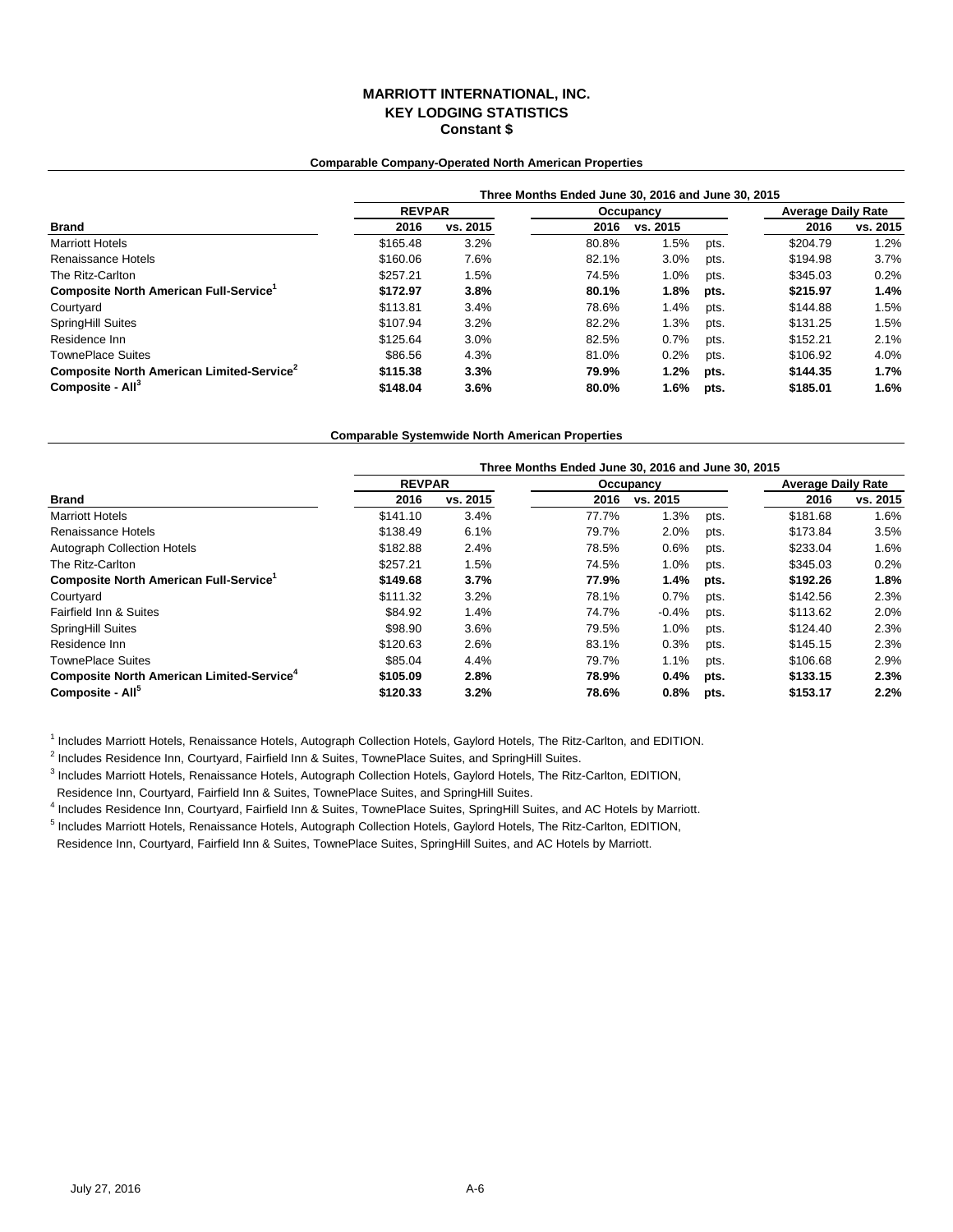# MARRIOTT INTERNATIONAL, INC.
## KEY LODGING STATISTICS
### Constant $

**Comparable Company-Operated North American Properties**

| | Three Months Ended June 30, 2016 and June 30, 2015 | | | | | | |
|---|---|---|---|---|---|---|---|
| | REVPAR | | Occupancy | | | Average Daily Rate | |
| **Brand** | **2016** | **vs. 2015** | **2016** | **vs. 2015** | | **2016** | **vs. 2015** |
| Marriott Hotels | $165.48 | 3.2% | 80.8% | 1.5% | pts. | $204.79 | 1.2% |
| Renaissance Hotels | $160.06 | 7.6% | 82.1% | 3.0% | pts. | $194.98 | 3.7% |
| The Ritz-Carlton | $257.21 | 1.5% | 74.5% | 1.0% | pts. | $345.03 | 0.2% |
| **Composite North American Full-Service[1]** | **$172.97** | **3.8%** | **80.1%** | **1.8%** | **pts.** | **$215.97** | **1.4%** |
| Courtyard | $113.81 | 3.4% | 78.6% | 1.4% | pts. | $144.88 | 1.5% |
| SpringHill Suites | $107.94 | 3.2% | 82.2% | 1.3% | pts. | $131.25 | 1.5% |
| Residence Inn | $125.64 | 3.0% | 82.5% | 0.7% | pts. | $152.21 | 2.1% |
| TownePlace Suites | $86.56 | 4.3% | 81.0% | 0.2% | pts. | $106.92 | 4.0% |
| **Composite North American Limited-Service[2]** | **$115.38** | **3.3%** | **79.9%** | **1.2%** | **pts.** | **$144.35** | **1.7%** |
| **Composite - All[3]** | **$148.04** | **3.6%** | **80.0%** | **1.6%** | **pts.** | **$185.01** | **1.6%** |

**Comparable Systemwide North American Properties**

| | Three Months Ended June 30, 2016 and June 30, 2015 | | | | | | |
|---|---|---|---|---|---|---|---|
| | REVPAR | | Occupancy | | | Average Daily Rate | |
| **Brand** | **2016** | **vs. 2015** | **2016** | **vs. 2015** | | **2016** | **vs. 2015** |
| Marriott Hotels | $141.10 | 3.4% | 77.7% | 1.3% | pts. | $181.68 | 1.6% |
| Renaissance Hotels | $138.49 | 6.1% | 79.7% | 2.0% | pts. | $173.84 | 3.5% |
| Autograph Collection Hotels | $182.88 | 2.4% | 78.5% | 0.6% | pts. | $233.04 | 1.6% |
| The Ritz-Carlton | $257.21 | 1.5% | 74.5% | 1.0% | pts. | $345.03 | 0.2% |
| **Composite North American Full-Service[1]** | **$149.68** | **3.7%** | **77.9%** | **1.4%** | **pts.** | **$192.26** | **1.8%** |
| Courtyard | $111.32 | 3.2% | 78.1% | 0.7% | pts. | $142.56 | 2.3% |
| Fairfield Inn & Suites | $84.92 | 1.4% | 74.7% | -0.4% | pts. | $113.62 | 2.0% |
| SpringHill Suites | $98.90 | 3.6% | 79.5% | 1.0% | pts. | $124.40 | 2.3% |
| Residence Inn | $120.63 | 2.6% | 83.1% | 0.3% | pts. | $145.15 | 2.3% |
| TownePlace Suites | $85.04 | 4.4% | 79.7% | 1.1% | pts. | $106.68 | 2.9% |
| **Composite North American Limited-Service[4]** | **$105.09** | **2.8%** | **78.9%** | **0.4%** | **pts.** | **$133.15** | **2.3%** |
| **Composite - All[5]** | **$120.33** | **3.2%** | **78.6%** | **0.8%** | **pts.** | **$153.17** | **2.2%** |

[1] Includes Marriott Hotels, Renaissance Hotels, Autograph Collection Hotels, Gaylord Hotels, The Ritz-Carlton, and EDITION.

[2] Includes Residence Inn, Courtyard, Fairfield Inn & Suites, TownePlace Suites, and SpringHill Suites.

[3] Includes Marriott Hotels, Renaissance Hotels, Autograph Collection Hotels, Gaylord Hotels, The Ritz-Carlton, EDITION, Residence Inn, Courtyard, Fairfield Inn & Suites, TownePlace Suites, and SpringHill Suites.

[4] Includes Residence Inn, Courtyard, Fairfield Inn & Suites, TownePlace Suites, SpringHill Suites, and AC Hotels by Marriott.

[5] Includes Marriott Hotels, Renaissance Hotels, Autograph Collection Hotels, Gaylord Hotels, The Ritz-Carlton, EDITION, Residence Inn, Courtyard, Fairfield Inn & Suites, TownePlace Suites, SpringHill Suites, and AC Hotels by Marriott.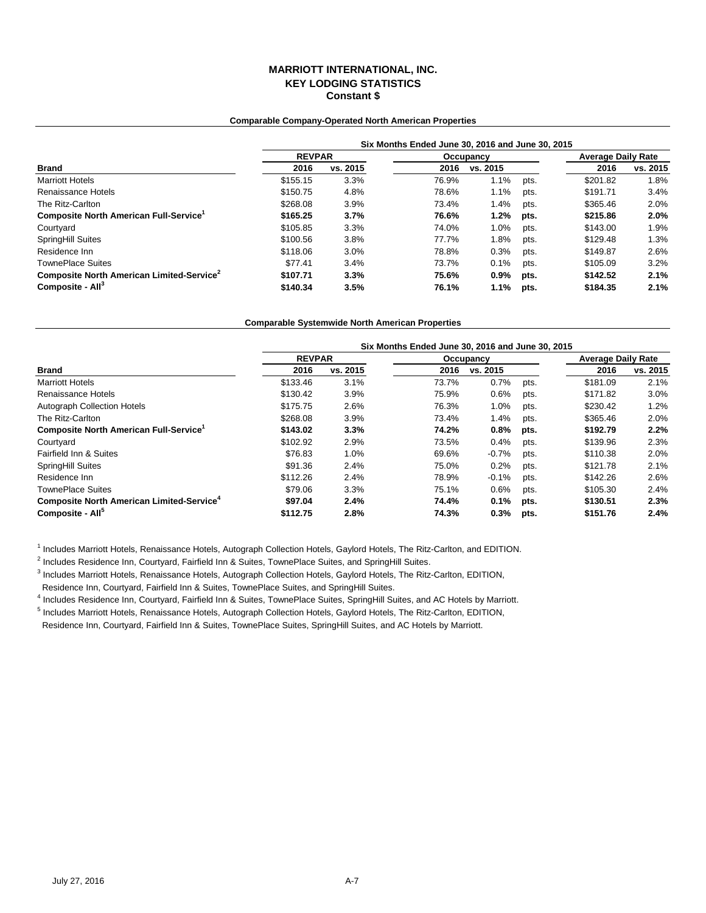# MARRIOTT INTERNATIONAL, INC.
## KEY LODGING STATISTICS
### Constant $

**Comparable Company-Operated North American Properties**

| | Six Months Ended June 30, 2016 and June 30, 2015 | | | | | | |
|---|---|---|---|---|---|---|---|
| | REVPAR | | Occupancy | | | Average Daily Rate | |
| **Brand** | 2016 | vs. 2015 | 2016 | vs. 2015 | | 2016 | vs. 2015 |
| Marriott Hotels | $155.15 | 3.3% | 76.9% | 1.1% | pts. | $201.82 | 1.8% |
| Renaissance Hotels | $150.75 | 4.8% | 78.6% | 1.1% | pts. | $191.71 | 3.4% |
| The Ritz-Carlton | $268.08 | 3.9% | 73.4% | 1.4% | pts. | $365.46 | 2.0% |
| **Composite North American Full-Service[1]** | **$165.25** | **3.7%** | **76.6%** | **1.2%** | **pts.** | **$215.86** | **2.0%** |
| Courtyard | $105.85 | 3.3% | 74.0% | 1.0% | pts. | $143.00 | 1.9% |
| SpringHill Suites | $100.56 | 3.8% | 77.7% | 1.8% | pts. | $129.48 | 1.3% |
| Residence Inn | $118.06 | 3.0% | 78.8% | 0.3% | pts. | $149.87 | 2.6% |
| TownePlace Suites | $77.41 | 3.4% | 73.7% | 0.1% | pts. | $105.09 | 3.2% |
| **Composite North American Limited-Service[2]** | **$107.71** | **3.3%** | **75.6%** | **0.9%** | **pts.** | **$142.52** | **2.1%** |
| **Composite - All[3]** | **$140.34** | **3.5%** | **76.1%** | **1.1%** | **pts.** | **$184.35** | **2.1%** |

**Comparable Systemwide North American Properties**

| | Six Months Ended June 30, 2016 and June 30, 2015 | | | | | | |
|---|---|---|---|---|---|---|---|
| | REVPAR | | Occupancy | | | Average Daily Rate | |
| **Brand** | 2016 | vs. 2015 | 2016 | vs. 2015 | | 2016 | vs. 2015 |
| Marriott Hotels | $133.46 | 3.1% | 73.7% | 0.7% | pts. | $181.09 | 2.1% |
| Renaissance Hotels | $130.42 | 3.9% | 75.9% | 0.6% | pts. | $171.82 | 3.0% |
| Autograph Collection Hotels | $175.75 | 2.6% | 76.3% | 1.0% | pts. | $230.42 | 1.2% |
| The Ritz-Carlton | $268.08 | 3.9% | 73.4% | 1.4% | pts. | $365.46 | 2.0% |
| **Composite North American Full-Service[1]** | **$143.02** | **3.3%** | **74.2%** | **0.8%** | **pts.** | **$192.79** | **2.2%** |
| Courtyard | $102.92 | 2.9% | 73.5% | 0.4% | pts. | $139.96 | 2.3% |
| Fairfield Inn & Suites | $76.83 | 1.0% | 69.6% | -0.7% | pts. | $110.38 | 2.0% |
| SpringHill Suites | $91.36 | 2.4% | 75.0% | 0.2% | pts. | $121.78 | 2.1% |
| Residence Inn | $112.26 | 2.4% | 78.9% | -0.1% | pts. | $142.26 | 2.6% |
| TownePlace Suites | $79.06 | 3.3% | 75.1% | 0.6% | pts. | $105.30 | 2.4% |
| **Composite North American Limited-Service[4]** | **$97.04** | **2.4%** | **74.4%** | **0.1%** | **pts.** | **$130.51** | **2.3%** |
| **Composite - All[5]** | **$112.75** | **2.8%** | **74.3%** | **0.3%** | **pts.** | **$151.76** | **2.4%** |

[1] Includes Marriott Hotels, Renaissance Hotels, Autograph Collection Hotels, Gaylord Hotels, The Ritz-Carlton, and EDITION.

[2] Includes Residence Inn, Courtyard, Fairfield Inn & Suites, TownePlace Suites, and SpringHill Suites.

[3] Includes Marriott Hotels, Renaissance Hotels, Autograph Collection Hotels, Gaylord Hotels, The Ritz-Carlton, EDITION, Residence Inn, Courtyard, Fairfield Inn & Suites, TownePlace Suites, and SpringHill Suites.

[4] Includes Residence Inn, Courtyard, Fairfield Inn & Suites, TownePlace Suites, SpringHill Suites, and AC Hotels by Marriott.

[5] Includes Marriott Hotels, Renaissance Hotels, Autograph Collection Hotels, Gaylord Hotels, The Ritz-Carlton, EDITION, Residence Inn, Courtyard, Fairfield Inn & Suites, TownePlace Suites, SpringHill Suites, and AC Hotels by Marriott.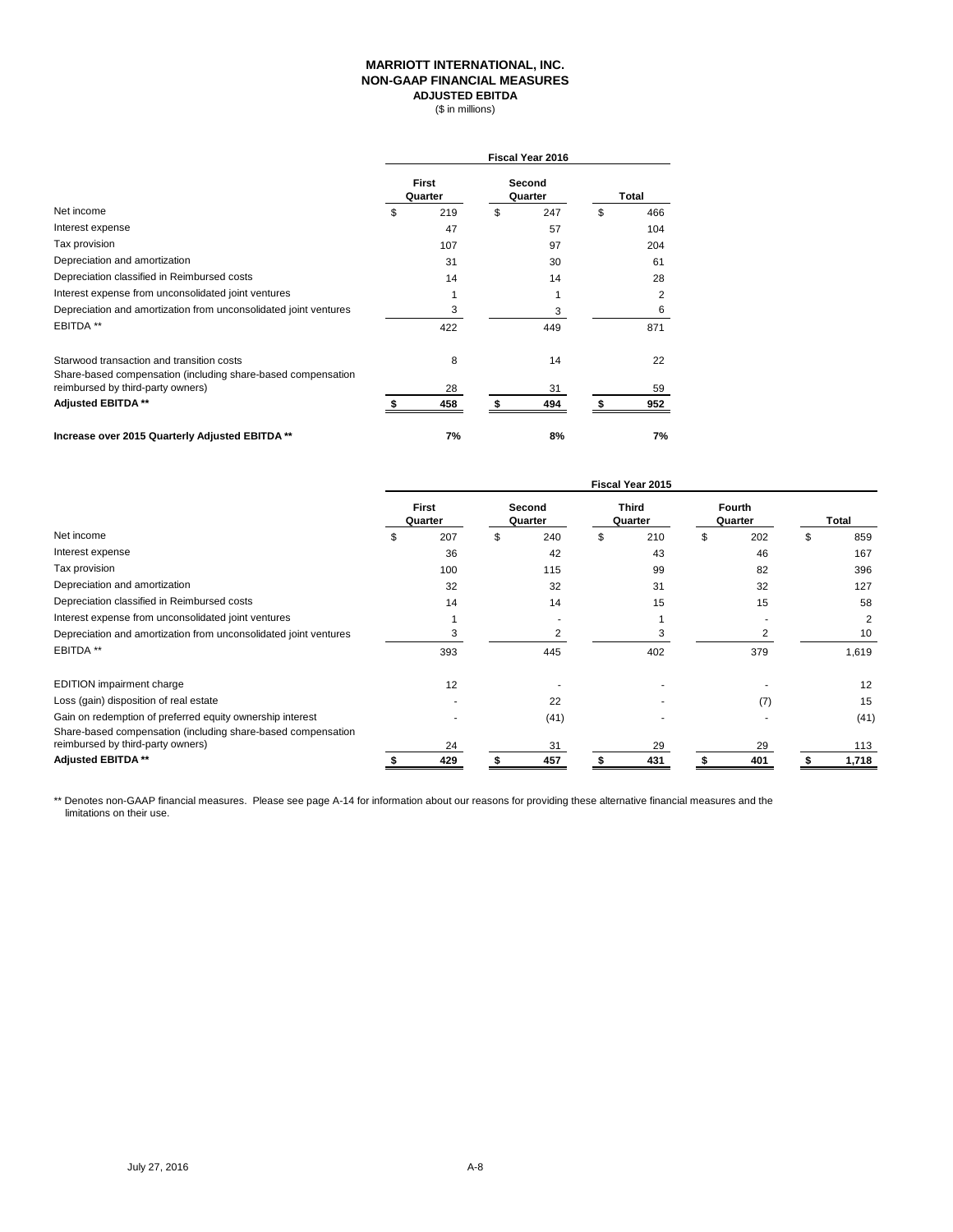# MARRIOTT INTERNATIONAL, INC.
## NON-GAAP FINANCIAL MEASURES
### ADJUSTED EBITDA
($ in millions)

| | Fiscal Year 2016 | | |
|---|---|---|---|
| | First Quarter | Second Quarter | Total |
| Net income | $ 219 | $ 247 | $ 466 |
| Interest expense | 47 | 57 | 104 |
| Tax provision | 107 | 97 | 204 |
| Depreciation and amortization | 31 | 30 | 61 |
| Depreciation classified in Reimbursed costs | 14 | 14 | 28 |
| Interest expense from unconsolidated joint ventures | 1 | 1 | 2 |
| Depreciation and amortization from unconsolidated joint ventures | 3 | 3 | 6 |
| EBITDA ** | 422 | 449 | 871 |
| Starwood transaction and transition costs | 8 | 14 | 22 |
| Share-based compensation (including share-based compensation reimbursed by third-party owners) | 28 | 31 | 59 |
| **Adjusted EBITDA \*\*** | **$ 458** | **$ 494** | **$ 952** |
| **Increase over 2015 Quarterly Adjusted EBITDA \*\*** | **7%** | **8%** | **7%** |

| | Fiscal Year 2015 | | | | |
|---|---|---|---|---|---|
| | First Quarter | Second Quarter | Third Quarter | Fourth Quarter | Total |
| Net income | $ 207 | $ 240 | $ 210 | $ 202 | $ 859 |
| Interest expense | 36 | 42 | 43 | 46 | 167 |
| Tax provision | 100 | 115 | 99 | 82 | 396 |
| Depreciation and amortization | 32 | 32 | 31 | 32 | 127 |
| Depreciation classified in Reimbursed costs | 14 | 14 | 15 | 15 | 58 |
| Interest expense from unconsolidated joint ventures | 1 | - | 1 | - | 2 |
| Depreciation and amortization from unconsolidated joint ventures | 3 | 2 | 3 | 2 | 10 |
| EBITDA ** | 393 | 445 | 402 | 379 | 1,619 |
| EDITION impairment charge | 12 | - | - | - | 12 |
| Loss (gain) disposition of real estate | - | 22 | - | (7) | 15 |
| Gain on redemption of preferred equity ownership interest | - | (41) | - | - | (41) |
| Share-based compensation (including share-based compensation reimbursed by third-party owners) | 24 | 31 | 29 | 29 | 113 |
| **Adjusted EBITDA \*\*** | **$ 429** | **$ 457** | **$ 431** | **$ 401** | **$ 1,718** |

** Denotes non-GAAP financial measures. Please see page A-14 for information about our reasons for providing these alternative financial measures and the limitations on their use.

July 27, 2016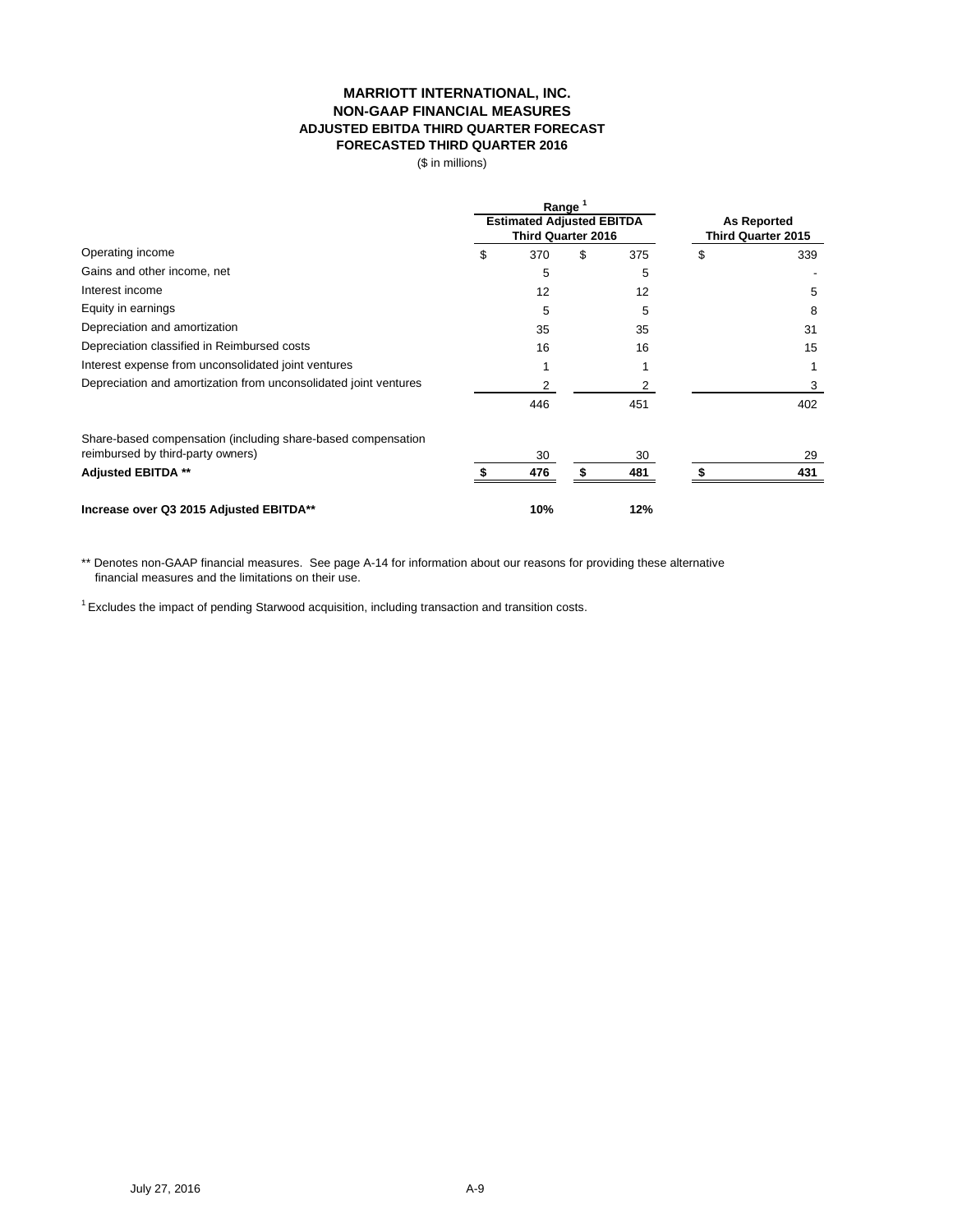# MARRIOTT INTERNATIONAL, INC.
## NON-GAAP FINANCIAL MEASURES
### ADJUSTED EBITDA THIRD QUARTER FORECAST
### FORECASTED THIRD QUARTER 2016

($ in millions)

| | Range [1] Estimated Adjusted EBITDA Third Quarter 2016 | | As Reported Third Quarter 2015 |
|---|---|---|---|
| Operating income | $ 370 | $ 375 | $ 339 |
| Gains and other income, net | 5 | 5 | - |
| Interest income | 12 | 12 | 5 |
| Equity in earnings | 5 | 5 | 8 |
| Depreciation and amortization | 35 | 35 | 31 |
| Depreciation classified in Reimbursed costs | 16 | 16 | 15 |
| Interest expense from unconsolidated joint ventures | 1 | 1 | 1 |
| Depreciation and amortization from unconsolidated joint ventures | 2 | 2 | 3 |
| | 446 | 451 | 402 |
| Share-based compensation (including share-based compensation reimbursed by third-party owners) | 30 | 30 | 29 |
| **Adjusted EBITDA \*\*** | **$ 476** | **$ 481** | **$ 431** |
| **Increase over Q3 2015 Adjusted EBITDA\*\*** | **10%** | **12%** | |

** Denotes non-GAAP financial measures. See page A-14 for information about our reasons for providing these alternative financial measures and the limitations on their use.

[1] Excludes the impact of pending Starwood acquisition, including transaction and transition costs.

July 27, 2016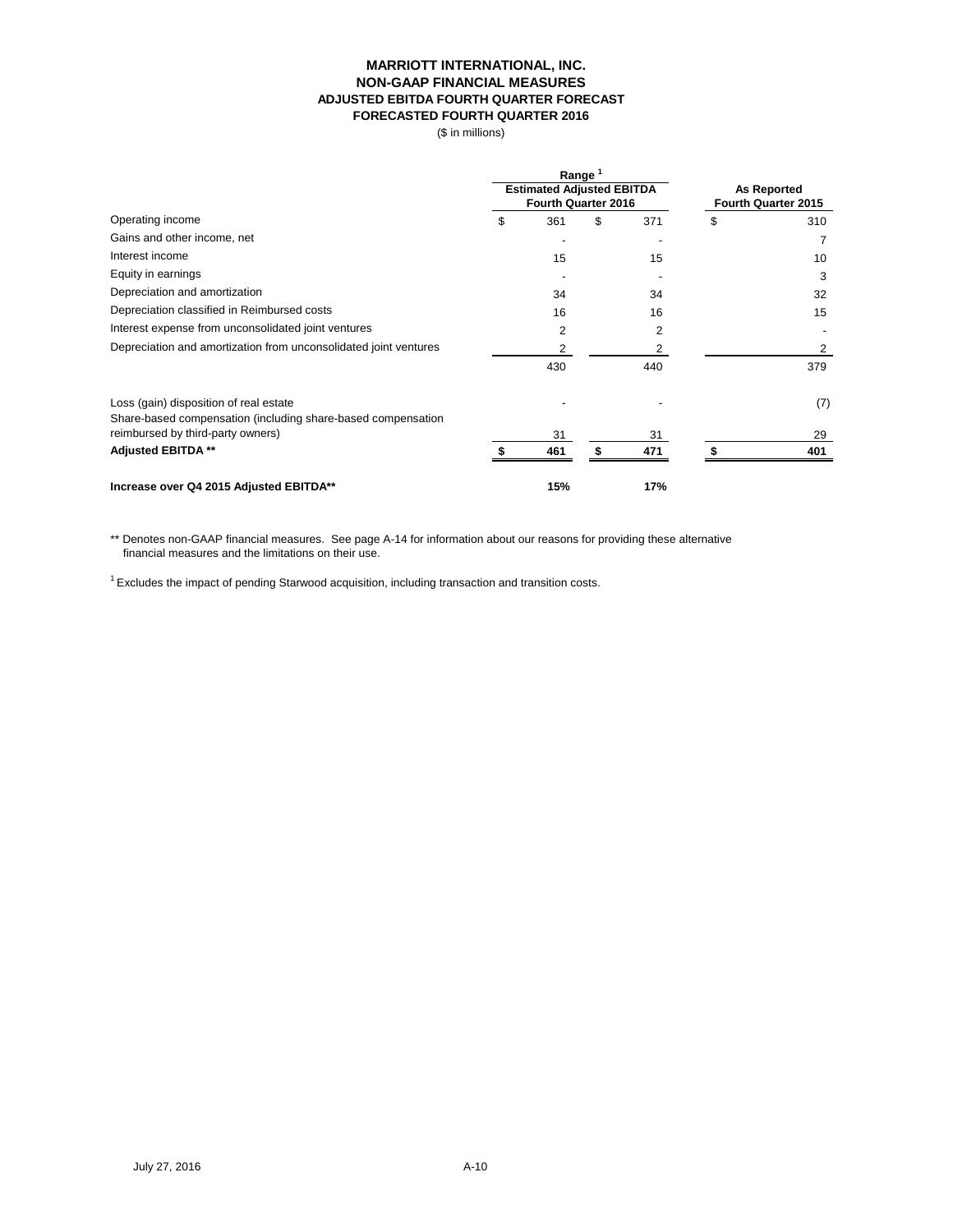# MARRIOTT INTERNATIONAL, INC.
## NON-GAAP FINANCIAL MEASURES
### ADJUSTED EBITDA FOURTH QUARTER FORECAST
### FORECASTED FOURTH QUARTER 2016

($ in millions)

| | Range [1] | | |
|---|---|---|---|
| | Estimated Adjusted EBITDA Fourth Quarter 2016 | | As Reported Fourth Quarter 2015 |
| Operating income | $ 361 | $ 371 | $ 310 |
| Gains and other income, net | - | - | 7 |
| Interest income | 15 | 15 | 10 |
| Equity in earnings | - | - | 3 |
| Depreciation and amortization | 34 | 34 | 32 |
| Depreciation classified in Reimbursed costs | 16 | 16 | 15 |
| Interest expense from unconsolidated joint ventures | 2 | 2 | - |
| Depreciation and amortization from unconsolidated joint ventures | 2 | 2 | 2 |
| | 430 | 440 | 379 |
| Loss (gain) disposition of real estate | - | - | (7) |
| Share-based compensation (including share-based compensation reimbursed by third-party owners) | 31 | 31 | 29 |
| **Adjusted EBITDA \*\*** | **$ 461** | **$ 471** | **$ 401** |
| **Increase over Q4 2015 Adjusted EBITDA\*\*** | **15%** | **17%** | |

** Denotes non-GAAP financial measures. See page A-14 for information about our reasons for providing these alternative financial measures and the limitations on their use.

[1] Excludes the impact of pending Starwood acquisition, including transaction and transition costs.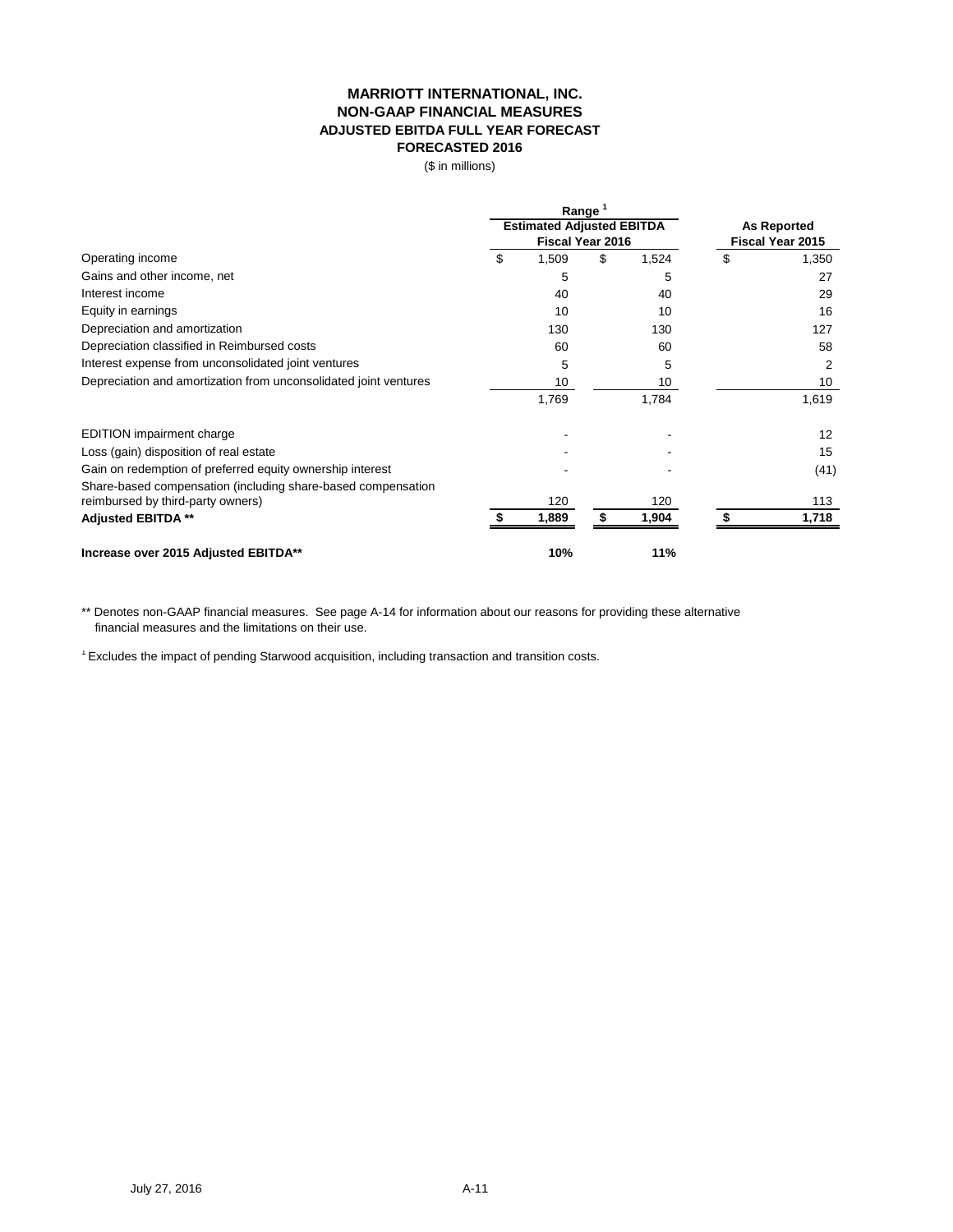# MARRIOTT INTERNATIONAL, INC.
## NON-GAAP FINANCIAL MEASURES
### ADJUSTED EBITDA FULL YEAR FORECAST
### FORECASTED 2016

($ in millions)

| | Range [1] Estimated Adjusted EBITDA Fiscal Year 2016 | | As Reported Fiscal Year 2015 |
|---|---|---|---|
| Operating income | $ 1,509 | $ 1,524 | $ 1,350 |
| Gains and other income, net | 5 | 5 | 27 |
| Interest income | 40 | 40 | 29 |
| Equity in earnings | 10 | 10 | 16 |
| Depreciation and amortization | 130 | 130 | 127 |
| Depreciation classified in Reimbursed costs | 60 | 60 | 58 |
| Interest expense from unconsolidated joint ventures | 5 | 5 | 2 |
| Depreciation and amortization from unconsolidated joint ventures | 10 | 10 | 10 |
| | 1,769 | 1,784 | 1,619 |
| EDITION impairment charge | - | - | 12 |
| Loss (gain) disposition of real estate | - | - | 15 |
| Gain on redemption of preferred equity ownership interest | - | - | (41) |
| Share-based compensation (including share-based compensation reimbursed by third-party owners) | 120 | 120 | 113 |
| **Adjusted EBITDA \*\*** | **$ 1,889** | **$ 1,904** | **$ 1,718** |
| **Increase over 2015 Adjusted EBITDA\*\*** | **10%** | **11%** | |

** Denotes non-GAAP financial measures. See page A-14 for information about our reasons for providing these alternative financial measures and the limitations on their use.

[1] Excludes the impact of pending Starwood acquisition, including transaction and transition costs.

July 27, 2016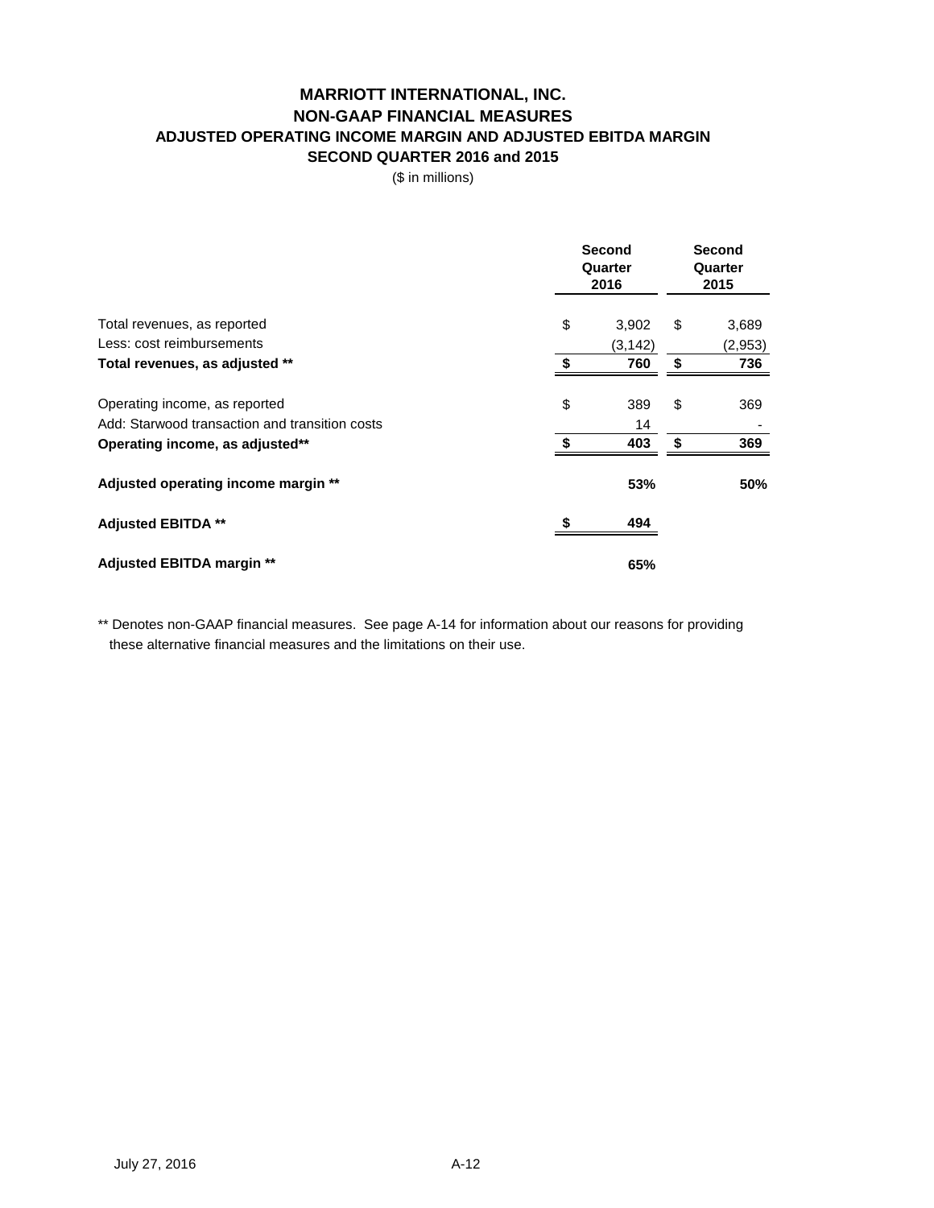# MARRIOTT INTERNATIONAL, INC.
## NON-GAAP FINANCIAL MEASURES
## ADJUSTED OPERATING INCOME MARGIN AND ADJUSTED EBITDA MARGIN
## SECOND QUARTER 2016 and 2015

($ in millions)

| | Second Quarter 2016 | Second Quarter 2015 |
|---|---|---|
| Total revenues, as reported | $ 3,902 | $ 3,689 |
| Less: cost reimbursements | (3,142) | (2,953) |
| **Total revenues, as adjusted \*\*** | **$ 760** | **$ 736** |
| Operating income, as reported | $ 389 | $ 369 |
| Add: Starwood transaction and transition costs | 14 | - |
| **Operating income, as adjusted\*\*** | **$ 403** | **$ 369** |
| **Adjusted operating income margin \*\*** | **53%** | **50%** |
| **Adjusted EBITDA \*\*** | **$ 494** | |
| **Adjusted EBITDA margin \*\*** | **65%** | |

** Denotes non-GAAP financial measures. See page A-14 for information about our reasons for providing these alternative financial measures and the limitations on their use.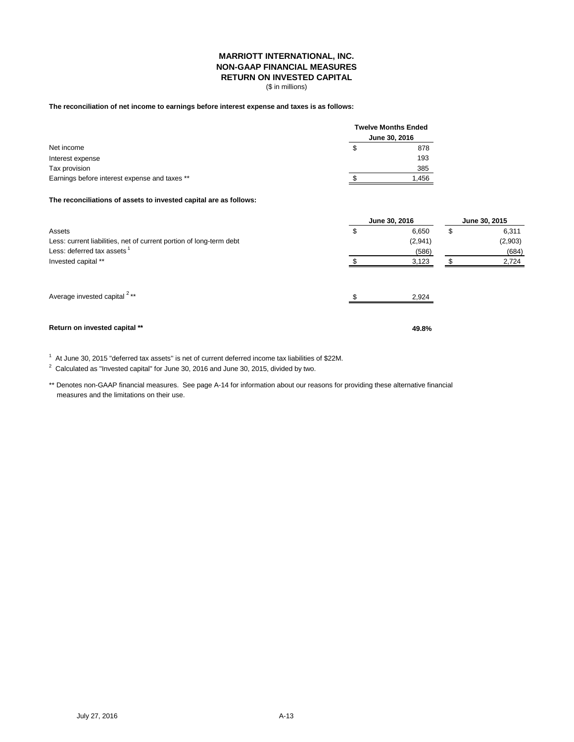# MARRIOTT INTERNATIONAL, INC.
## NON-GAAP FINANCIAL MEASURES
## RETURN ON INVESTED CAPITAL

($ in millions)

**The reconciliation of net income to earnings before interest expense and taxes is as follows:**

| | Twelve Months Ended June 30, 2016 |
|---|---|
| Net income | $ 878 |
| Interest expense | 193 |
| Tax provision | 385 |
| Earnings before interest expense and taxes ** | $ 1,456 |

**The reconciliations of assets to invested capital are as follows:**

| | June 30, 2016 | June 30, 2015 |
|---|---|---|
| Assets | $ 6,650 | $ 6,311 |
| Less: current liabilities, net of current portion of long-term debt | (2,941) | (2,903) |
| Less: deferred tax assets [1] | (586) | (684) |
| Invested capital ** | $ 3,123 | $ 2,724 |
| | | |
| Average invested capital [2] ** | $ 2,924 | |
| | | |
| **Return on invested capital \*\*** | **49.8%** | |

[1] At June 30, 2015 "deferred tax assets" is net of current deferred income tax liabilities of $22M.

[2] Calculated as "Invested capital" for June 30, 2016 and June 30, 2015, divided by two.

** Denotes non-GAAP financial measures. See page A-14 for information about our reasons for providing these alternative financial measures and the limitations on their use.

July 27, 2016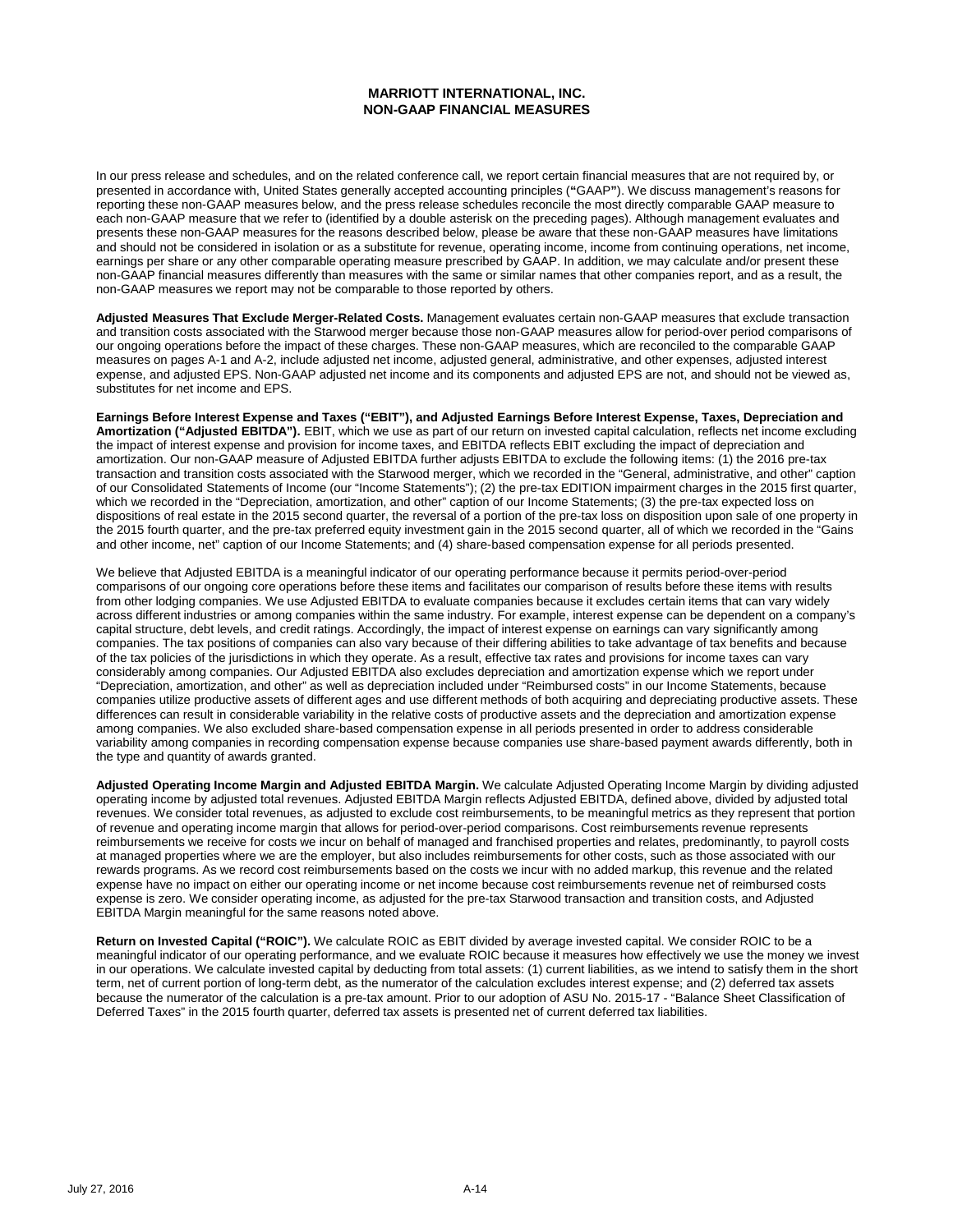# MARRIOTT INTERNATIONAL, INC.
# NON-GAAP FINANCIAL MEASURES

In our press release and schedules, and on the related conference call, we report certain financial measures that are not required by, or presented in accordance with, United States generally accepted accounting principles ("GAAP"). We discuss management's reasons for reporting these non-GAAP measures below, and the press release schedules reconcile the most directly comparable GAAP measure to each non-GAAP measure that we refer to (identified by a double asterisk on the preceding pages). Although management evaluates and presents these non-GAAP measures for the reasons described below, please be aware that these non-GAAP measures have limitations and should not be considered in isolation or as a substitute for revenue, operating income, income from continuing operations, net income, earnings per share or any other comparable operating measure prescribed by GAAP. In addition, we may calculate and/or present these non-GAAP financial measures differently than measures with the same or similar names that other companies report, and as a result, the non-GAAP measures we report may not be comparable to those reported by others.

**Adjusted Measures That Exclude Merger-Related Costs.** Management evaluates certain non-GAAP measures that exclude transaction and transition costs associated with the Starwood merger because those non-GAAP measures allow for period-over period comparisons of our ongoing operations before the impact of these charges. These non-GAAP measures, which are reconciled to the comparable GAAP measures on pages A-1 and A-2, include adjusted net income, adjusted general, administrative, and other expenses, adjusted interest expense, and adjusted EPS. Non-GAAP adjusted net income and its components and adjusted EPS are not, and should not be viewed as, substitutes for net income and EPS.

**Earnings Before Interest Expense and Taxes ("EBIT"), and Adjusted Earnings Before Interest Expense, Taxes, Depreciation and Amortization ("Adjusted EBITDA").** EBIT, which we use as part of our return on invested capital calculation, reflects net income excluding the impact of interest expense and provision for income taxes, and EBITDA reflects EBIT excluding the impact of depreciation and amortization. Our non-GAAP measure of Adjusted EBITDA further adjusts EBITDA to exclude the following items: (1) the 2016 pre-tax transaction and transition costs associated with the Starwood merger, which we recorded in the "General, administrative, and other" caption of our Consolidated Statements of Income (our "Income Statements"); (2) the pre-tax EDITION impairment charges in the 2015 first quarter, which we recorded in the "Depreciation, amortization, and other" caption of our Income Statements; (3) the pre-tax expected loss on dispositions of real estate in the 2015 second quarter, the reversal of a portion of the pre-tax loss on disposition upon sale of one property in the 2015 fourth quarter, and the pre-tax preferred equity investment gain in the 2015 second quarter, all of which we recorded in the "Gains and other income, net" caption of our Income Statements; and (4) share-based compensation expense for all periods presented.

We believe that Adjusted EBITDA is a meaningful indicator of our operating performance because it permits period-over-period comparisons of our ongoing core operations before these items and facilitates our comparison of results before these items with results from other lodging companies. We use Adjusted EBITDA to evaluate companies because it excludes certain items that can vary widely across different industries or among companies within the same industry. For example, interest expense can be dependent on a company's capital structure, debt levels, and credit ratings. Accordingly, the impact of interest expense on earnings can vary significantly among companies. The tax positions of companies can also vary because of their differing abilities to take advantage of tax benefits and because of the tax policies of the jurisdictions in which they operate. As a result, effective tax rates and provisions for income taxes can vary considerably among companies. Our Adjusted EBITDA also excludes depreciation and amortization expense which we report under "Depreciation, amortization, and other" as well as depreciation included under "Reimbursed costs" in our Income Statements, because companies utilize productive assets of different ages and use different methods of both acquiring and depreciating productive assets. These differences can result in considerable variability in the relative costs of productive assets and the depreciation and amortization expense among companies. We also excluded share-based compensation expense in all periods presented in order to address considerable variability among companies in recording compensation expense because companies use share-based payment awards differently, both in the type and quantity of awards granted.

**Adjusted Operating Income Margin and Adjusted EBITDA Margin.** We calculate Adjusted Operating Income Margin by dividing adjusted operating income by adjusted total revenues. Adjusted EBITDA Margin reflects Adjusted EBITDA, defined above, divided by adjusted total revenues. We consider total revenues, as adjusted to exclude cost reimbursements, to be meaningful metrics as they represent that portion of revenue and operating income margin that allows for period-over-period comparisons. Cost reimbursements revenue represents reimbursements we receive for costs we incur on behalf of managed and franchised properties and relates, predominantly, to payroll costs at managed properties where we are the employer, but also includes reimbursements for other costs, such as those associated with our rewards programs. As we record cost reimbursements based on the costs we incur with no added markup, this revenue and the related expense have no impact on either our operating income or net income because cost reimbursements revenue net of reimbursed costs expense is zero. We consider operating income, as adjusted for the pre-tax Starwood transaction and transition costs, and Adjusted EBITDA Margin meaningful for the same reasons noted above.

**Return on Invested Capital ("ROIC").** We calculate ROIC as EBIT divided by average invested capital. We consider ROIC to be a meaningful indicator of our operating performance, and we evaluate ROIC because it measures how effectively we use the money we invest in our operations. We calculate invested capital by deducting from total assets: (1) current liabilities, as we intend to satisfy them in the short term, net of current portion of long-term debt, as the numerator of the calculation excludes interest expense; and (2) deferred tax assets because the numerator of the calculation is a pre-tax amount. Prior to our adoption of ASU No. 2015-17 - "Balance Sheet Classification of Deferred Taxes" in the 2015 fourth quarter, deferred tax assets is presented net of current deferred tax liabilities.